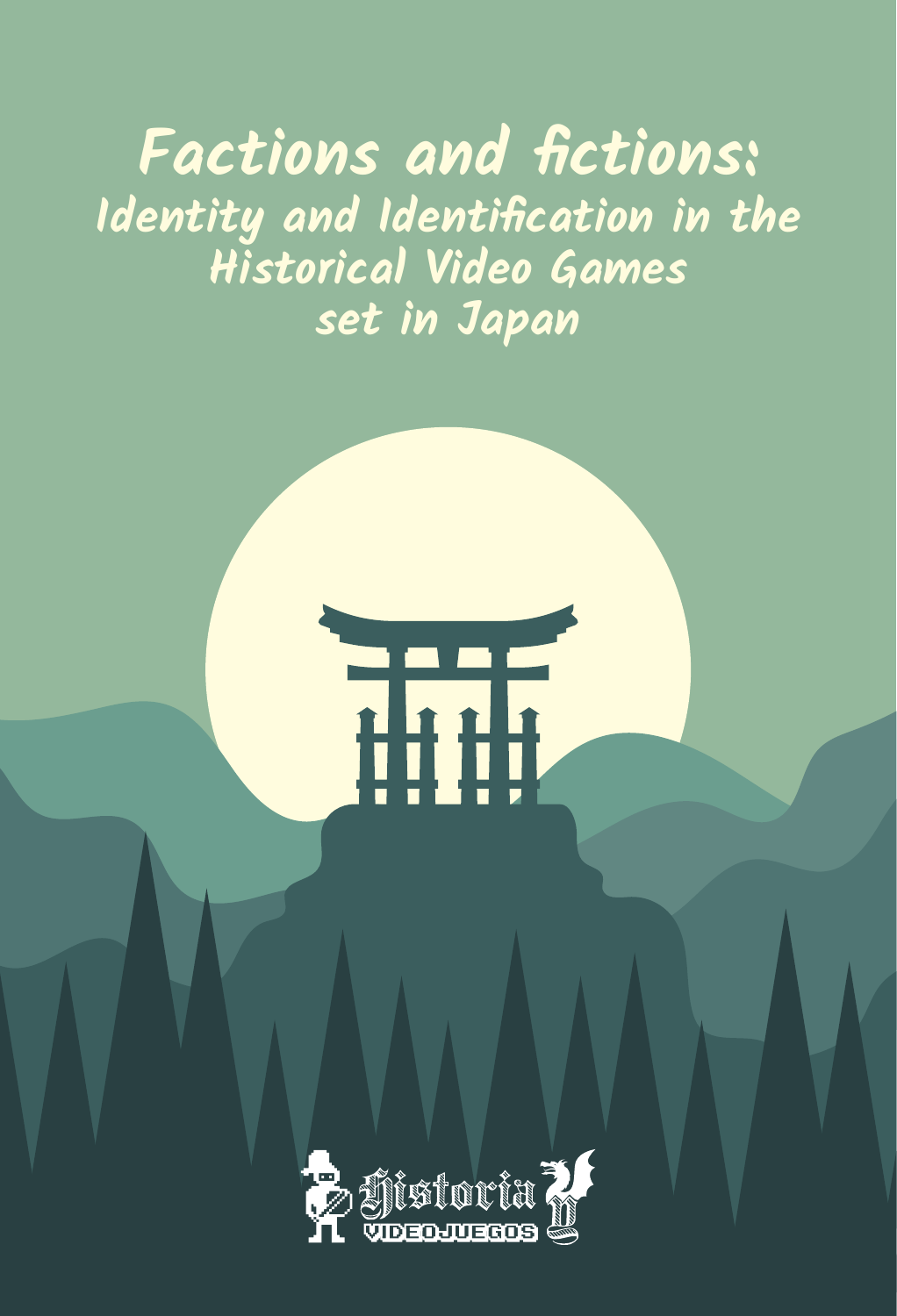# Factions and fictions:

## Identity and Identification in the Historical Video Games set in Japan

Historia VIDEOJUEGOS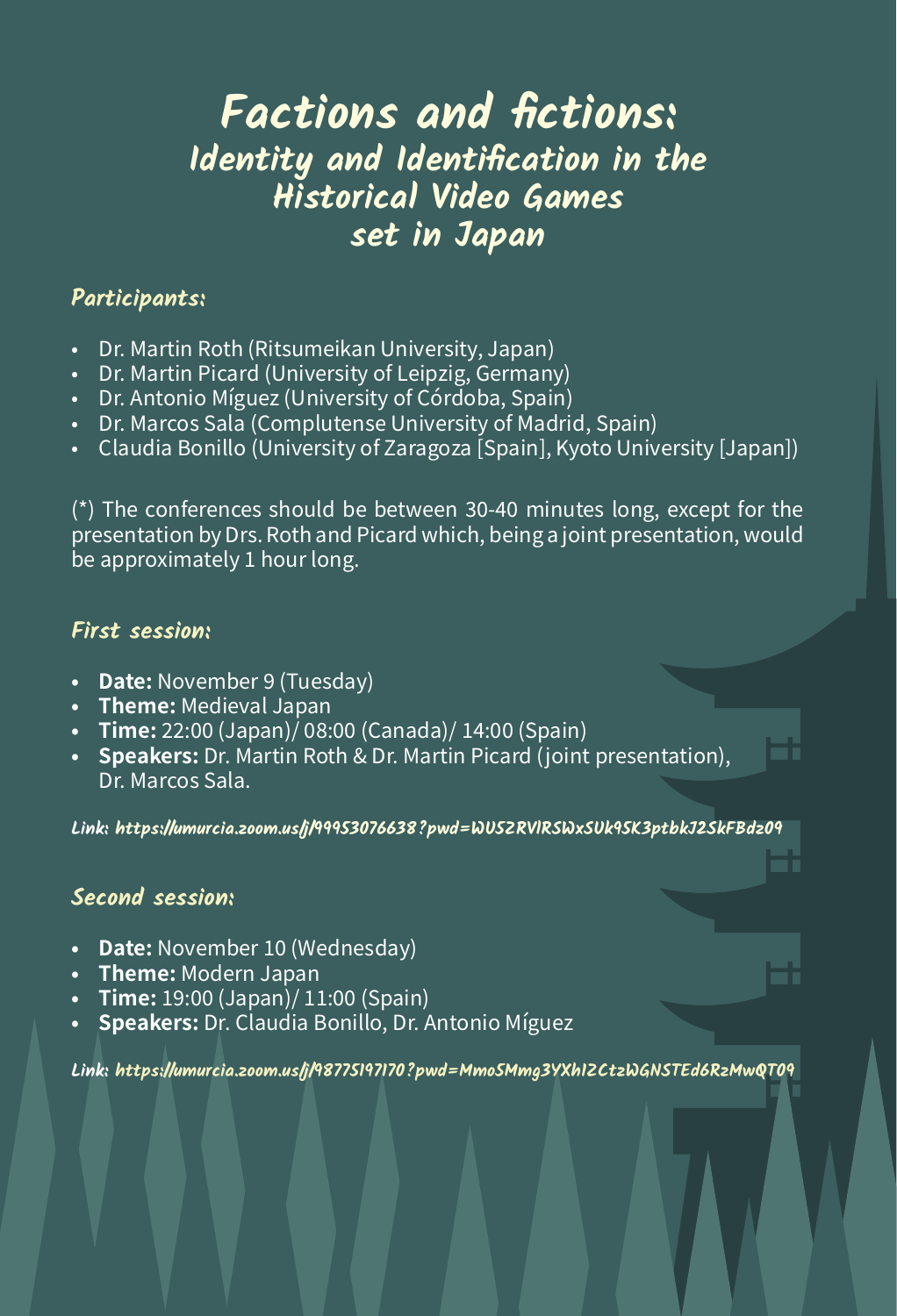# Factions and fictions:
## Identity and Identification in the Historical Video Games set in Japan

### Participants:

- Dr. Martin Roth (Ritsumeikan University, Japan)
- Dr. Martin Picard (University of Leipzig, Germany)
- Dr. Antonio Míguez (University of Córdoba, Spain)
- Dr. Marcos Sala (Complutense University of Madrid, Spain)
- Claudia Bonillo (University of Zaragoza [Spain], Kyoto University [Japan])

(*) The conferences should be between 30-40 minutes long, except for the presentation by Drs. Roth and Picard which, being a joint presentation, would be approximately 1 hour long.

### First session:

- **Date:** November 9 (Tuesday)
- **Theme:** Medieval Japan
- **Time:** 22:00 (Japan)/ 08:00 (Canada)/ 14:00 (Spain)
- **Speakers:** Dr. Martin Roth & Dr. Martin Picard (joint presentation), Dr. Marcos Sala.

Link: https://umurcia.zoom.us/j/99953076638?pwd=WUS2RVlRSWxSUk9SK3ptbkJ2SkFBdz09

### Second session:

- **Date:** November 10 (Wednesday)
- **Theme:** Modern Japan
- **Time:** 19:00 (Japan)/ 11:00 (Spain)
- **Speakers:** Dr. Claudia Bonillo, Dr. Antonio Míguez

Link: https://umurcia.zoom.us/j/98775197170?pwd=MmoSMmg3YXh1ZCtzWGNSTEd6RzMwQT09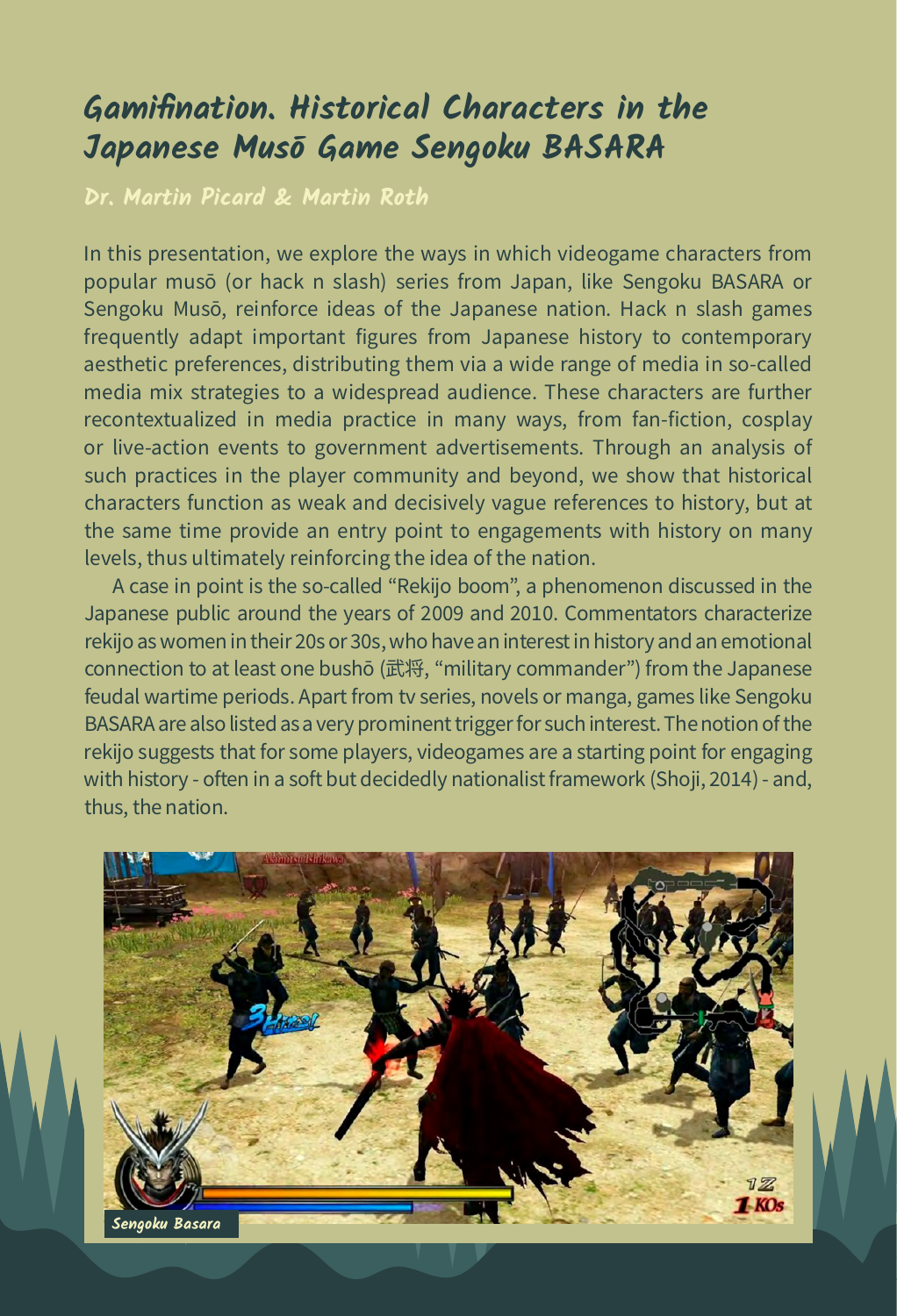## Gamifination. Historical Characters in the Japanese Musō Game Sengoku BASARA

**Dr. Martin Picard & Martin Roth**

In this presentation, we explore the ways in which videogame characters from popular musō (or hack n slash) series from Japan, like Sengoku BASARA or Sengoku Musō, reinforce ideas of the Japanese nation. Hack n slash games frequently adapt important figures from Japanese history to contemporary aesthetic preferences, distributing them via a wide range of media in so-called media mix strategies to a widespread audience. These characters are further recontextualized in media practice in many ways, from fan-fiction, cosplay or live-action events to government advertisements. Through an analysis of such practices in the player community and beyond, we show that historical characters function as weak and decisively vague references to history, but at the same time provide an entry point to engagements with history on many levels, thus ultimately reinforcing the idea of the nation.

A case in point is the so-called "Rekijo boom", a phenomenon discussed in the Japanese public around the years of 2009 and 2010. Commentators characterize rekijo as women in their 20s or 30s, who have an interest in history and an emotional connection to at least one bushō (武将, "military commander") from the Japanese feudal wartime periods. Apart from tv series, novels or manga, games like Sengoku BASARA are also listed as a very prominent trigger for such interest. The notion of the rekijo suggests that for some players, videogames are a starting point for engaging with history - often in a soft but decidedly nationalist framework (Shoji, 2014) - and, thus, the nation.

Sengoku Basara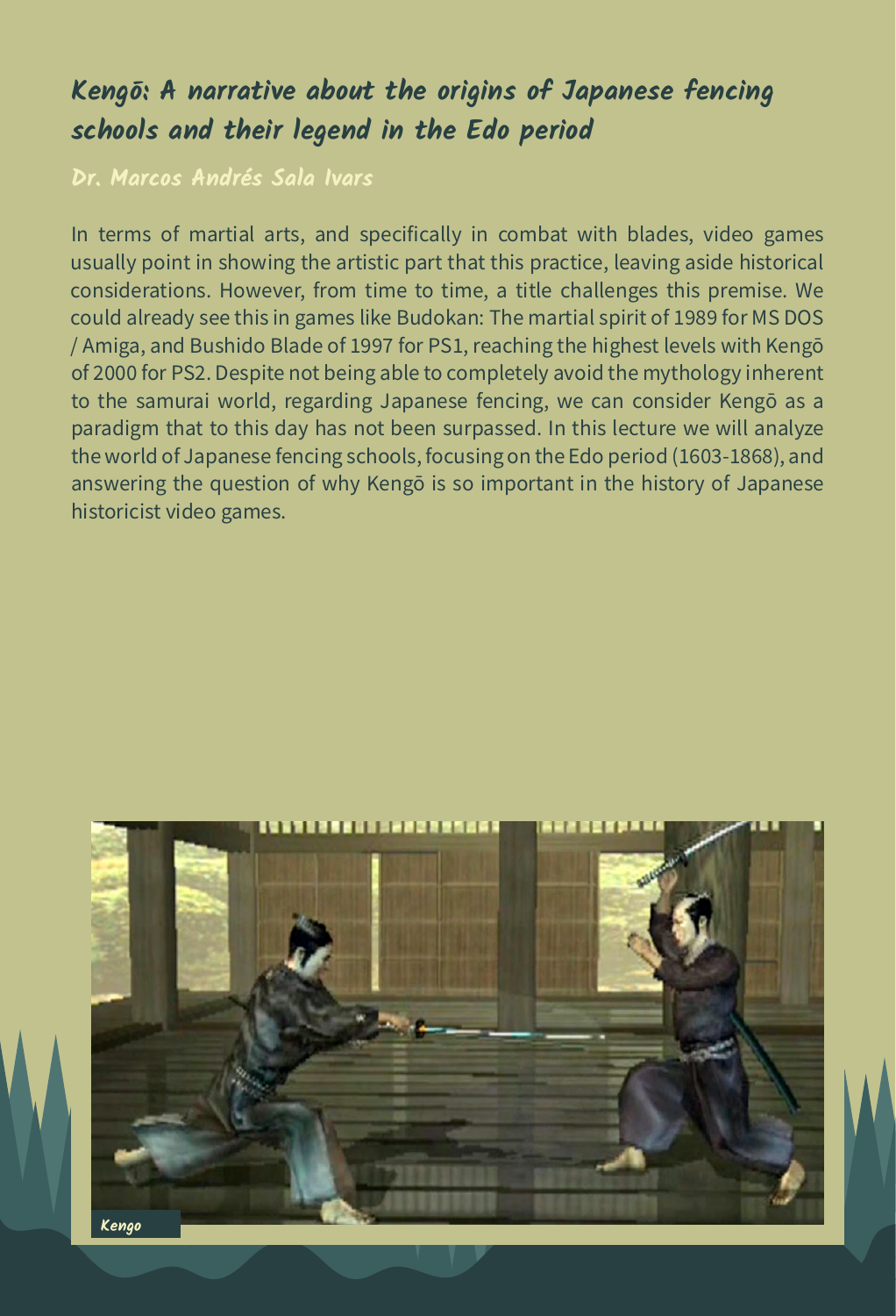## Kengō: A narrative about the origins of Japanese fencing schools and their legend in the Edo period

**Dr. Marcos Andrés Sala Ivars**

In terms of martial arts, and specifically in combat with blades, video games usually point in showing the artistic part that this practice, leaving aside historical considerations. However, from time to time, a title challenges this premise. We could already see this in games like Budokan: The martial spirit of 1989 for MS DOS / Amiga, and Bushido Blade of 1997 for PS1, reaching the highest levels with Kengō of 2000 for PS2. Despite not being able to completely avoid the mythology inherent to the samurai world, regarding Japanese fencing, we can consider Kengō as a paradigm that to this day has not been surpassed. In this lecture we will analyze the world of Japanese fencing schools, focusing on the Edo period (1603-1868), and answering the question of why Kengō is so important in the history of Japanese historicist video games.

Kengo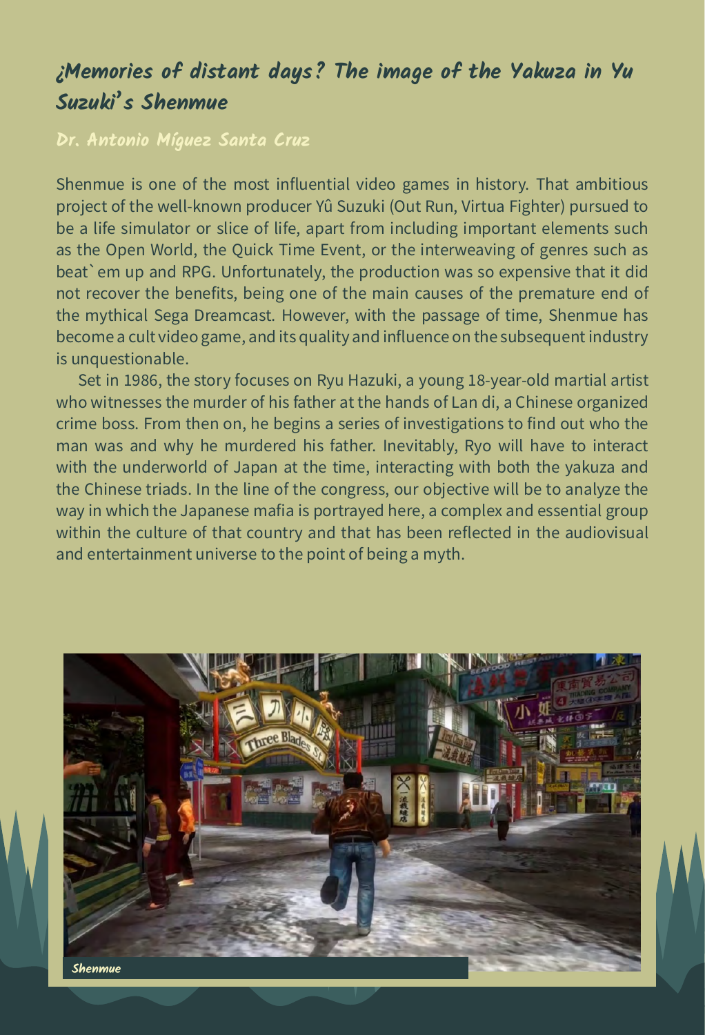## ¿Memories of distant days? The image of the Yakuza in Yu Suzuki's Shenmue

**Dr. Antonio Míguez Santa Cruz**

Shenmue is one of the most influential video games in history. That ambitious project of the well-known producer Yû Suzuki (Out Run, Virtua Fighter) pursued to be a life simulator or slice of life, apart from including important elements such as the Open World, the Quick Time Event, or the interweaving of genres such as beat`em up and RPG. Unfortunately, the production was so expensive that it did not recover the benefits, being one of the main causes of the premature end of the mythical Sega Dreamcast. However, with the passage of time, Shenmue has become a cult video game, and its quality and influence on the subsequent industry is unquestionable.

Set in 1986, the story focuses on Ryu Hazuki, a young 18-year-old martial artist who witnesses the murder of his father at the hands of Lan di, a Chinese organized crime boss. From then on, he begins a series of investigations to find out who the man was and why he murdered his father. Inevitably, Ryo will have to interact with the underworld of Japan at the time, interacting with both the yakuza and the Chinese triads. In the line of the congress, our objective will be to analyze the way in which the Japanese mafia is portrayed here, a complex and essential group within the culture of that country and that has been reflected in the audiovisual and entertainment universe to the point of being a myth.

*Shenmue*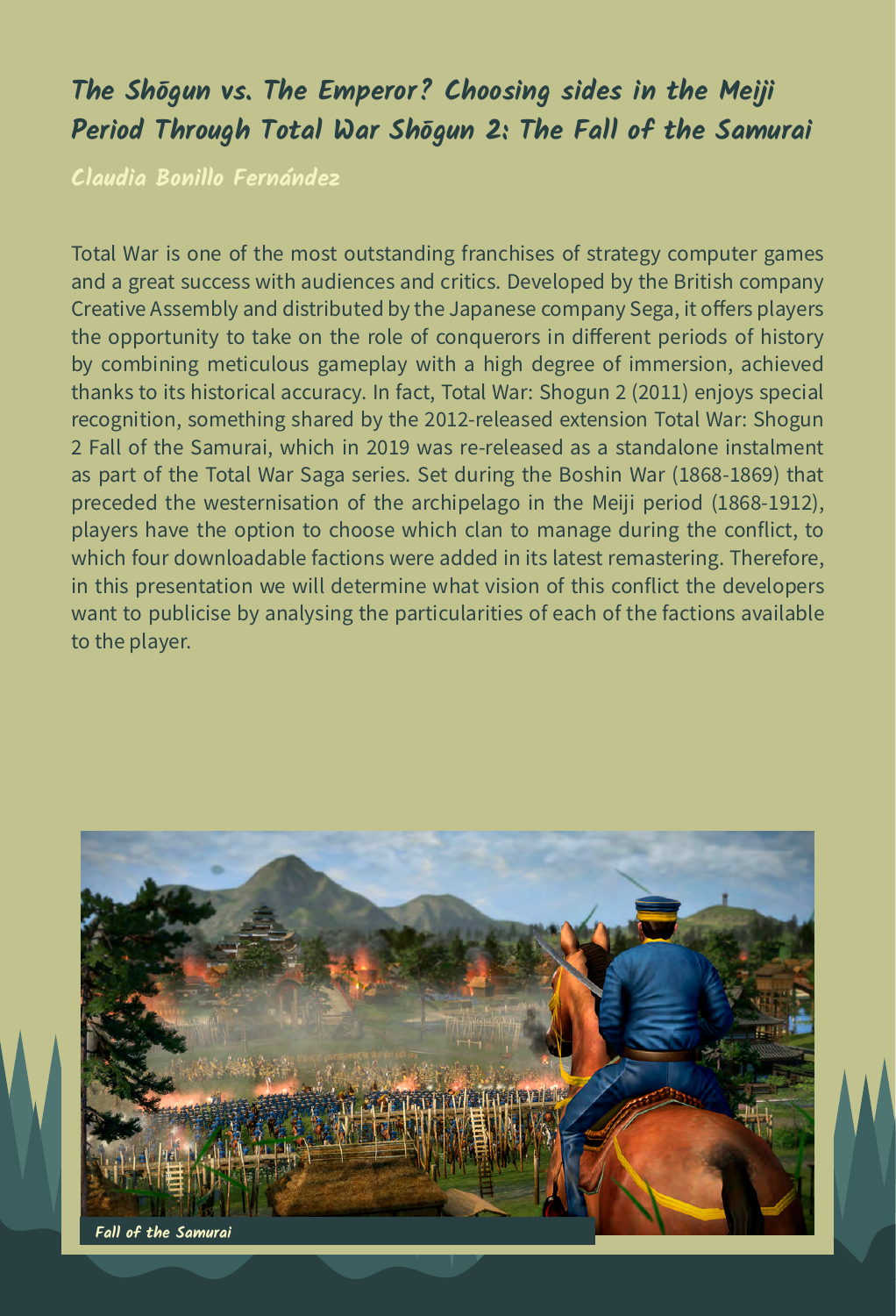## The Shōgun vs. The Emperor? Choosing sides in the Meiji Period Through Total War Shōgun 2: The Fall of the Samurai

**Claudia Bonillo Fernández**

Total War is one of the most outstanding franchises of strategy computer games and a great success with audiences and critics. Developed by the British company Creative Assembly and distributed by the Japanese company Sega, it offers players the opportunity to take on the role of conquerors in different periods of history by combining meticulous gameplay with a high degree of immersion, achieved thanks to its historical accuracy. In fact, Total War: Shogun 2 (2011) enjoys special recognition, something shared by the 2012-released extension Total War: Shogun 2 Fall of the Samurai, which in 2019 was re-released as a standalone instalment as part of the Total War Saga series. Set during the Boshin War (1868-1869) that preceded the westernisation of the archipelago in the Meiji period (1868-1912), players have the option to choose which clan to manage during the conflict, to which four downloadable factions were added in its latest remastering. Therefore, in this presentation we will determine what vision of this conflict the developers want to publicise by analysing the particularities of each of the factions available to the player.

*Fall of the Samurai*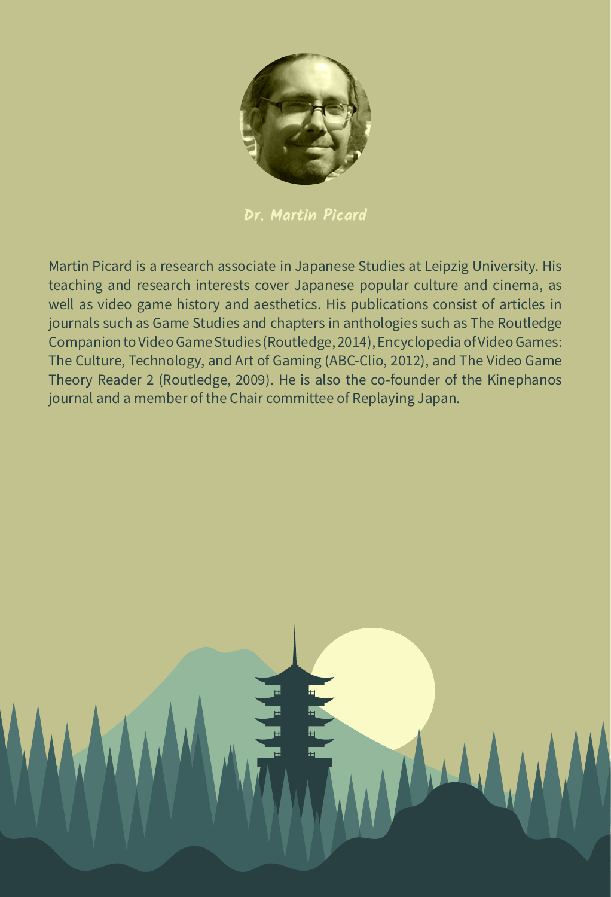## Dr. Martin Picard

Martin Picard is a research associate in Japanese Studies at Leipzig University. His teaching and research interests cover Japanese popular culture and cinema, as well as video game history and aesthetics. His publications consist of articles in journals such as Game Studies and chapters in anthologies such as The Routledge Companion to Video Game Studies (Routledge, 2014), Encyclopedia of Video Games: The Culture, Technology, and Art of Gaming (ABC-Clio, 2012), and The Video Game Theory Reader 2 (Routledge, 2009). He is also the co-founder of the Kinephanos journal and a member of the Chair committee of Replaying Japan.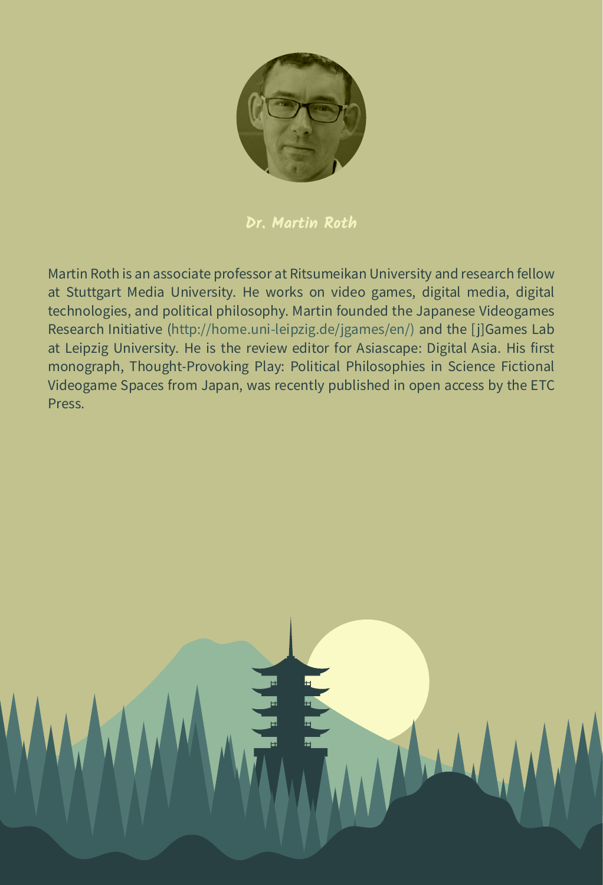## Dr. Martin Roth

Martin Roth is an associate professor at Ritsumeikan University and research fellow at Stuttgart Media University. He works on video games, digital media, digital technologies, and political philosophy. Martin founded the Japanese Videogames Research Initiative (http://home.uni-leipzig.de/jgames/en/) and the [j]Games Lab at Leipzig University. He is the review editor for Asiascape: Digital Asia. His first monograph, Thought-Provoking Play: Political Philosophies in Science Fictional Videogame Spaces from Japan, was recently published in open access by the ETC Press.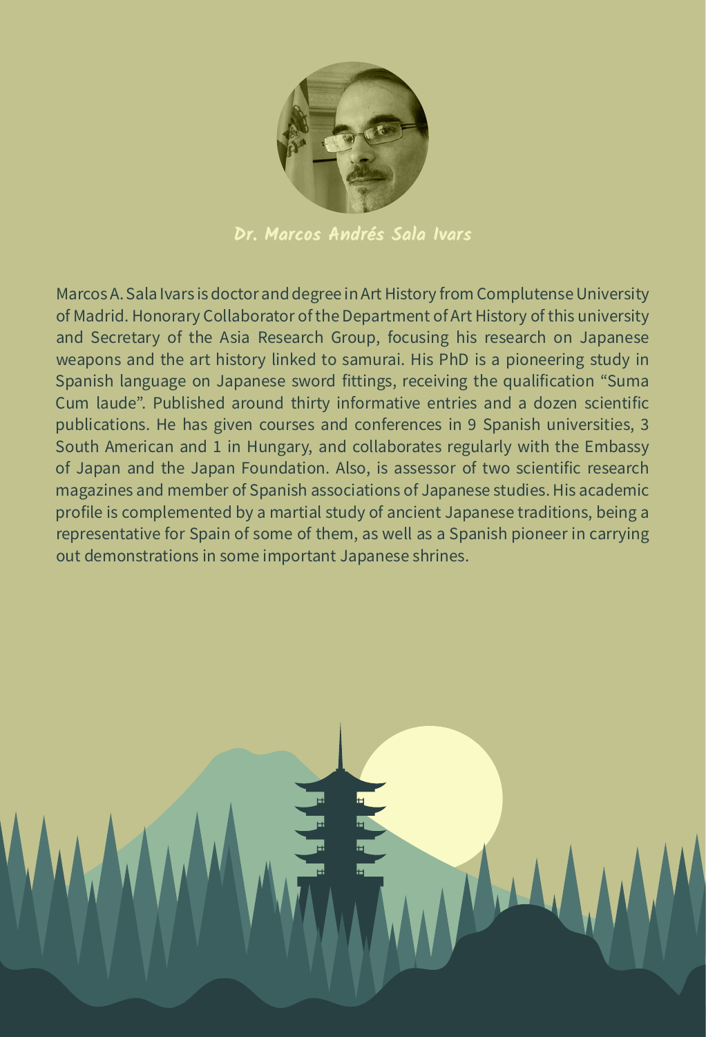**Dr. Marcos Andrés Sala Ivars**

Marcos A. Sala Ivars is doctor and degree in Art History from Complutense University of Madrid. Honorary Collaborator of the Department of Art History of this university and Secretary of the Asia Research Group, focusing his research on Japanese weapons and the art history linked to samurai. His PhD is a pioneering study in Spanish language on Japanese sword fittings, receiving the qualification "Suma Cum laude". Published around thirty informative entries and a dozen scientific publications. He has given courses and conferences in 9 Spanish universities, 3 South American and 1 in Hungary, and collaborates regularly with the Embassy of Japan and the Japan Foundation. Also, is assessor of two scientific research magazines and member of Spanish associations of Japanese studies. His academic profile is complemented by a martial study of ancient Japanese traditions, being a representative for Spain of some of them, as well as a Spanish pioneer in carrying out demonstrations in some important Japanese shrines.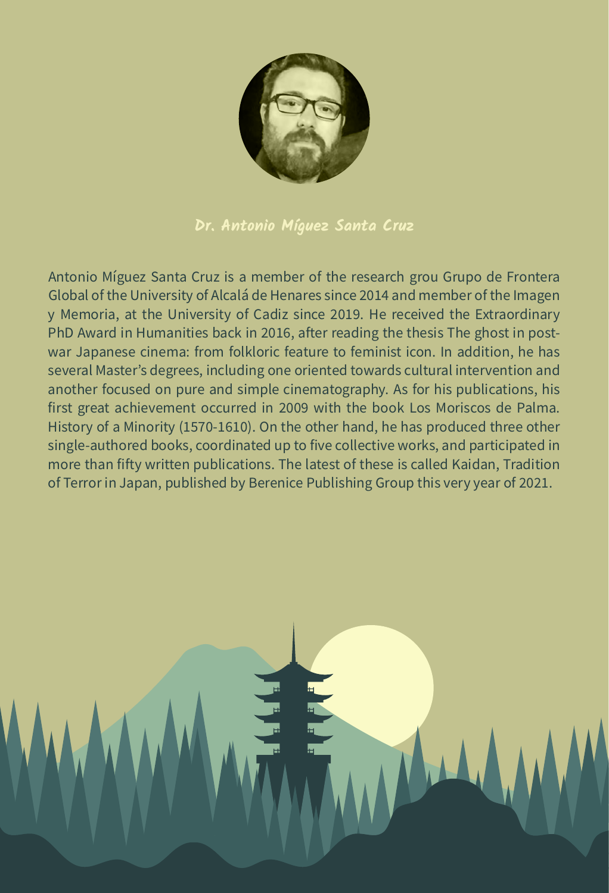## Dr. Antonio Míguez Santa Cruz

Antonio Míguez Santa Cruz is a member of the research grou Grupo de Frontera Global of the University of Alcalá de Henares since 2014 and member of the Imagen y Memoria, at the University of Cadiz since 2019. He received the Extraordinary PhD Award in Humanities back in 2016, after reading the thesis The ghost in post-war Japanese cinema: from folkloric feature to feminist icon. In addition, he has several Master's degrees, including one oriented towards cultural intervention and another focused on pure and simple cinematography. As for his publications, his first great achievement occurred in 2009 with the book Los Moriscos de Palma. History of a Minority (1570-1610). On the other hand, he has produced three other single-authored books, coordinated up to five collective works, and participated in more than fifty written publications. The latest of these is called Kaidan, Tradition of Terror in Japan, published by Berenice Publishing Group this very year of 2021.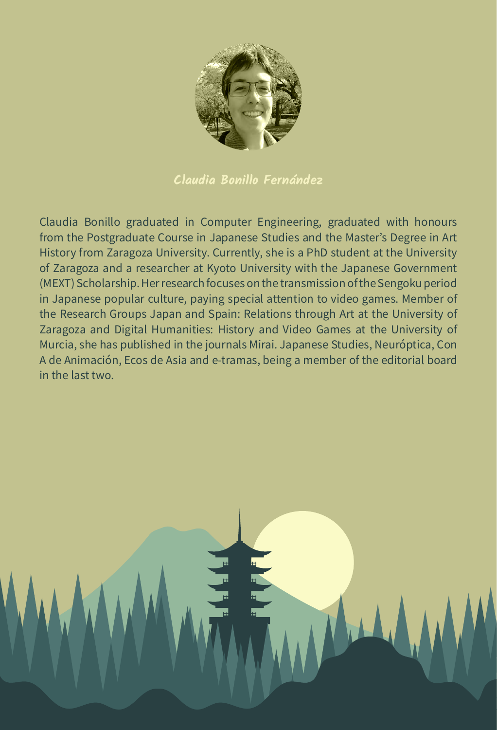## Claudia Bonillo Fernández

Claudia Bonillo graduated in Computer Engineering, graduated with honours from the Postgraduate Course in Japanese Studies and the Master's Degree in Art History from Zaragoza University. Currently, she is a PhD student at the University of Zaragoza and a researcher at Kyoto University with the Japanese Government (MEXT) Scholarship. Her research focuses on the transmission of the Sengoku period in Japanese popular culture, paying special attention to video games. Member of the Research Groups Japan and Spain: Relations through Art at the University of Zaragoza and Digital Humanities: History and Video Games at the University of Murcia, she has published in the journals Mirai. Japanese Studies, Neuróptica, Con A de Animación, Ecos de Asia and e-tramas, being a member of the editorial board in the last two.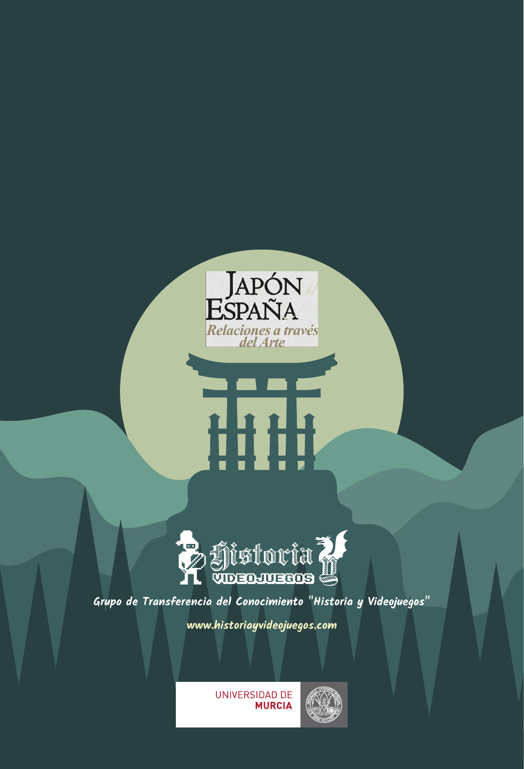Japón España

*Relaciones a través del Arte*

Historia VIDEOJUEGOS

Grupo de Transferencia del Conocimiento "Historia y Videojuegos"

www.historiayvideojuegos.com

UNIVERSIDAD DE **MURCIA**